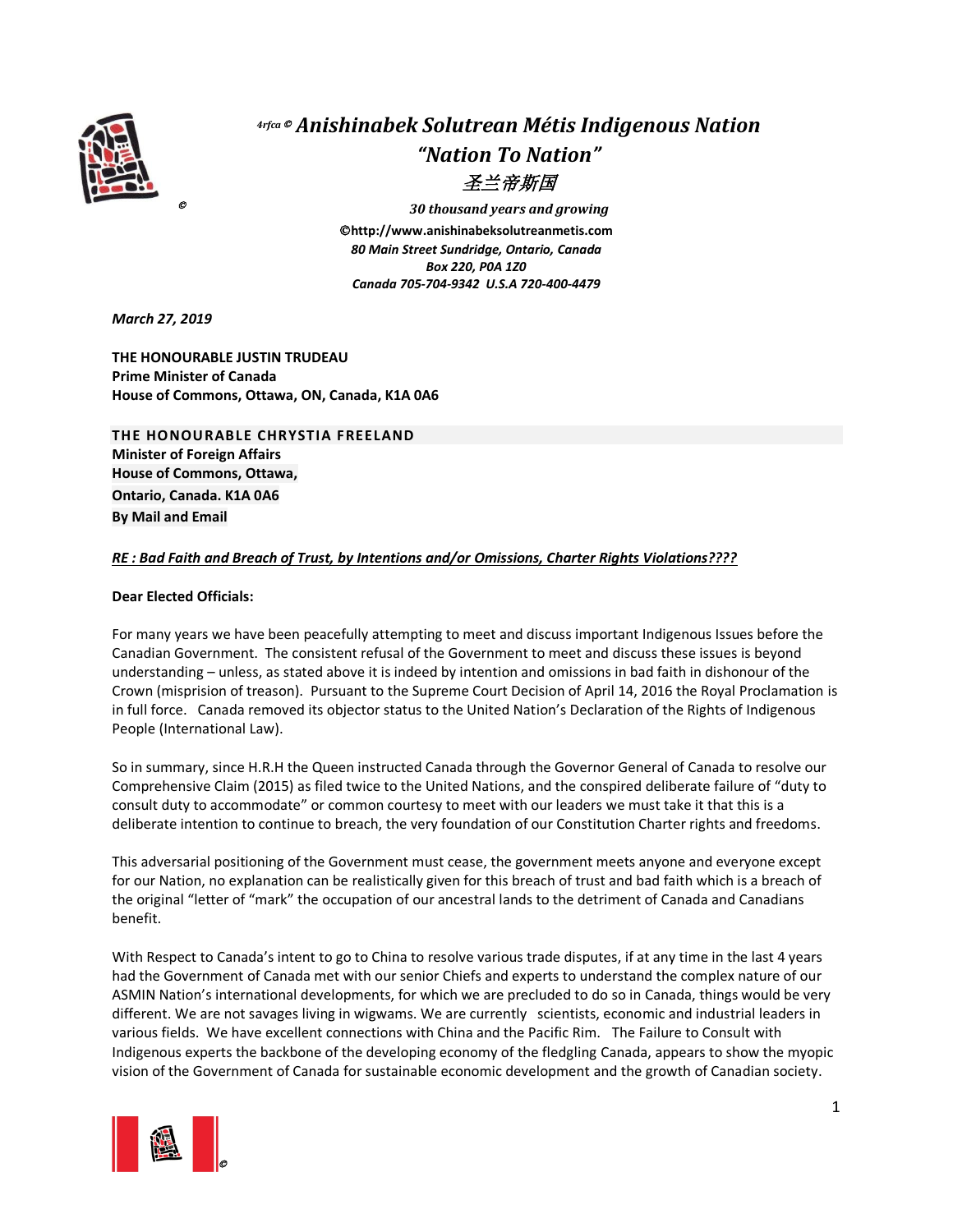*4rfca ©* ***Anishinabek Solutrean Métis Indigenous Nation***

***"Nation To Nation"***

*圣兰帝斯国*

***30 thousand years and growing***

**©http://www.anishinabeksolutreanmetis.com**

***80 Main Street Sundridge, Ontario, Canada***

***Box 220, P0A 1Z0***

***Canada 705-704-9342 U.S.A 720-400-4479***

***March 27, 2019***

**THE HONOURABLE JUSTIN TRUDEAU**
**Prime Minister of Canada**
**House of Commons, Ottawa, ON, Canada, K1A 0A6**

**THE HONOURABLE CHRYSTIA FREELAND**
**Minister of Foreign Affairs**
**House of Commons, Ottawa,**
**Ontario, Canada. K1A 0A6**
**By Mail and Email**

***RE : Bad Faith and Breach of Trust, by Intentions and/or Omissions, Charter Rights Violations????***

**Dear Elected Officials:**

For many years we have been peacefully attempting to meet and discuss important Indigenous Issues before the Canadian Government. The consistent refusal of the Government to meet and discuss these issues is beyond understanding – unless, as stated above it is indeed by intention and omissions in bad faith in dishonour of the Crown (misprision of treason). Pursuant to the Supreme Court Decision of April 14, 2016 the Royal Proclamation is in full force. Canada removed its objector status to the United Nation's Declaration of the Rights of Indigenous People (International Law).

So in summary, since H.R.H the Queen instructed Canada through the Governor General of Canada to resolve our Comprehensive Claim (2015) as filed twice to the United Nations, and the conspired deliberate failure of "duty to consult duty to accommodate" or common courtesy to meet with our leaders we must take it that this is a deliberate intention to continue to breach, the very foundation of our Constitution Charter rights and freedoms.

This adversarial positioning of the Government must cease, the government meets anyone and everyone except for our Nation, no explanation can be realistically given for this breach of trust and bad faith which is a breach of the original "letter of "mark" the occupation of our ancestral lands to the detriment of Canada and Canadians benefit.

With Respect to Canada's intent to go to China to resolve various trade disputes, if at any time in the last 4 years had the Government of Canada met with our senior Chiefs and experts to understand the complex nature of our ASMIN Nation's international developments, for which we are precluded to do so in Canada, things would be very different. We are not savages living in wigwams. We are currently scientists, economic and industrial leaders in various fields. We have excellent connections with China and the Pacific Rim. The Failure to Consult with Indigenous experts the backbone of the developing economy of the fledgling Canada, appears to show the myopic vision of the Government of Canada for sustainable economic development and the growth of Canadian society.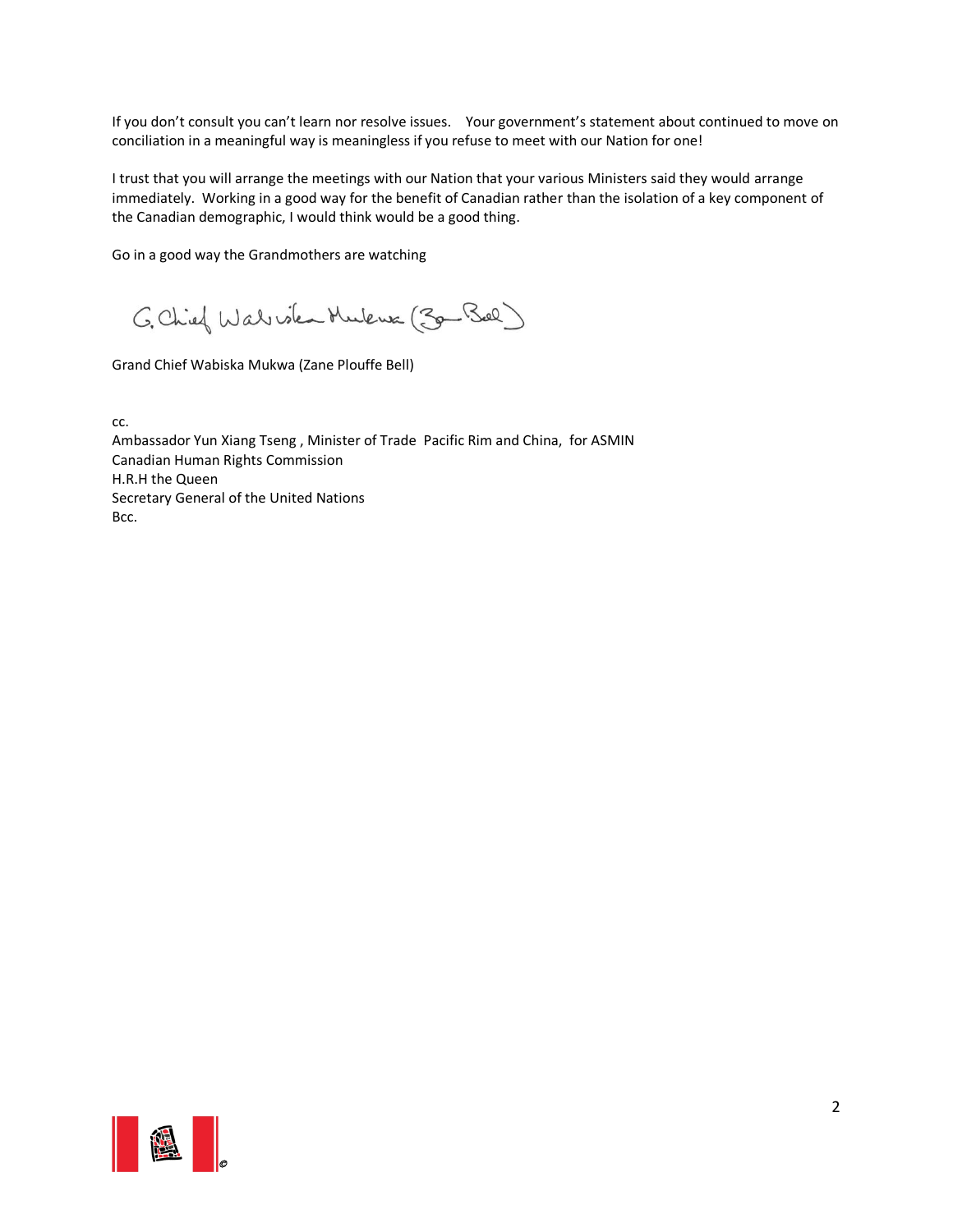If you don't consult you can't learn nor resolve issues.   Your government's statement about continued to move on conciliation in a meaningful way is meaningless if you refuse to meet with our Nation for one!

I trust that you will arrange the meetings with our Nation that your various Ministers said they would arrange immediately.  Working in a good way for the benefit of Canadian rather than the isolation of a key component of the Canadian demographic, I would think would be a good thing.

Go in a good way the Grandmothers are watching

G. Chief Wabiska Mukwa (Zane Bell)

Grand Chief Wabiska Mukwa (Zane Plouffe Bell)

cc.
Ambassador Yun Xiang Tseng , Minister of Trade  Pacific Rim and China,  for ASMIN
Canadian Human Rights Commission
H.R.H the Queen
Secretary General of the United Nations
Bcc.